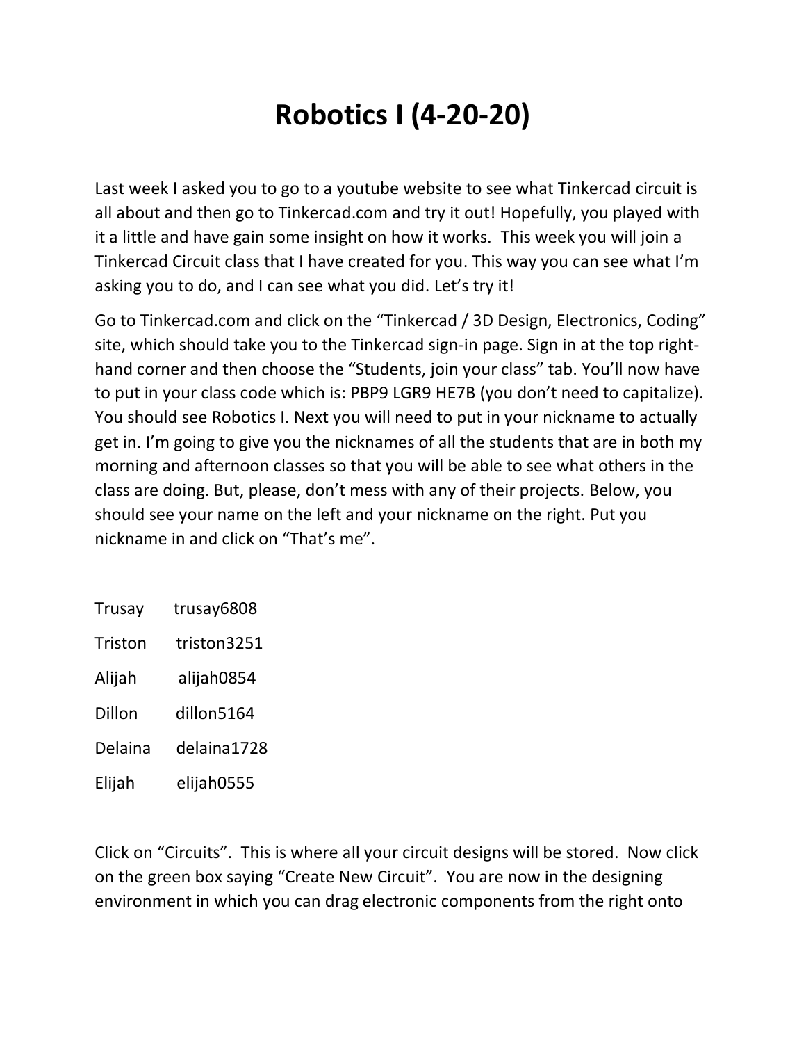# Robotics I (4-20-20)

Last week I asked you to go to a youtube website to see what Tinkercad circuit is all about and then go to Tinkercad.com and try it out! Hopefully, you played with it a little and have gain some insight on how it works. This week you will join a Tinkercad Circuit class that I have created for you. This way you can see what I'm asking you to do, and I can see what you did. Let's try it!

Go to Tinkercad.com and click on the "Tinkercad / 3D Design, Electronics, Coding" site, which should take you to the Tinkercad sign-in page. Sign in at the top right-hand corner and then choose the "Students, join your class" tab. You'll now have to put in your class code which is: PBP9 LGR9 HE7B (you don't need to capitalize). You should see Robotics I. Next you will need to put in your nickname to actually get in. I'm going to give you the nicknames of all the students that are in both my morning and afternoon classes so that you will be able to see what others in the class are doing. But, please, don't mess with any of their projects. Below, you should see your name on the left and your nickname on the right. Put you nickname in and click on "That's me".

| | |
|---|---|
| Trusay | trusay6808 |
| Triston | triston3251 |
| Alijah | alijah0854 |
| Dillon | dillon5164 |
| Delaina | delaina1728 |
| Elijah | elijah0555 |

Click on "Circuits". This is where all your circuit designs will be stored. Now click on the green box saying "Create New Circuit". You are now in the designing environment in which you can drag electronic components from the right onto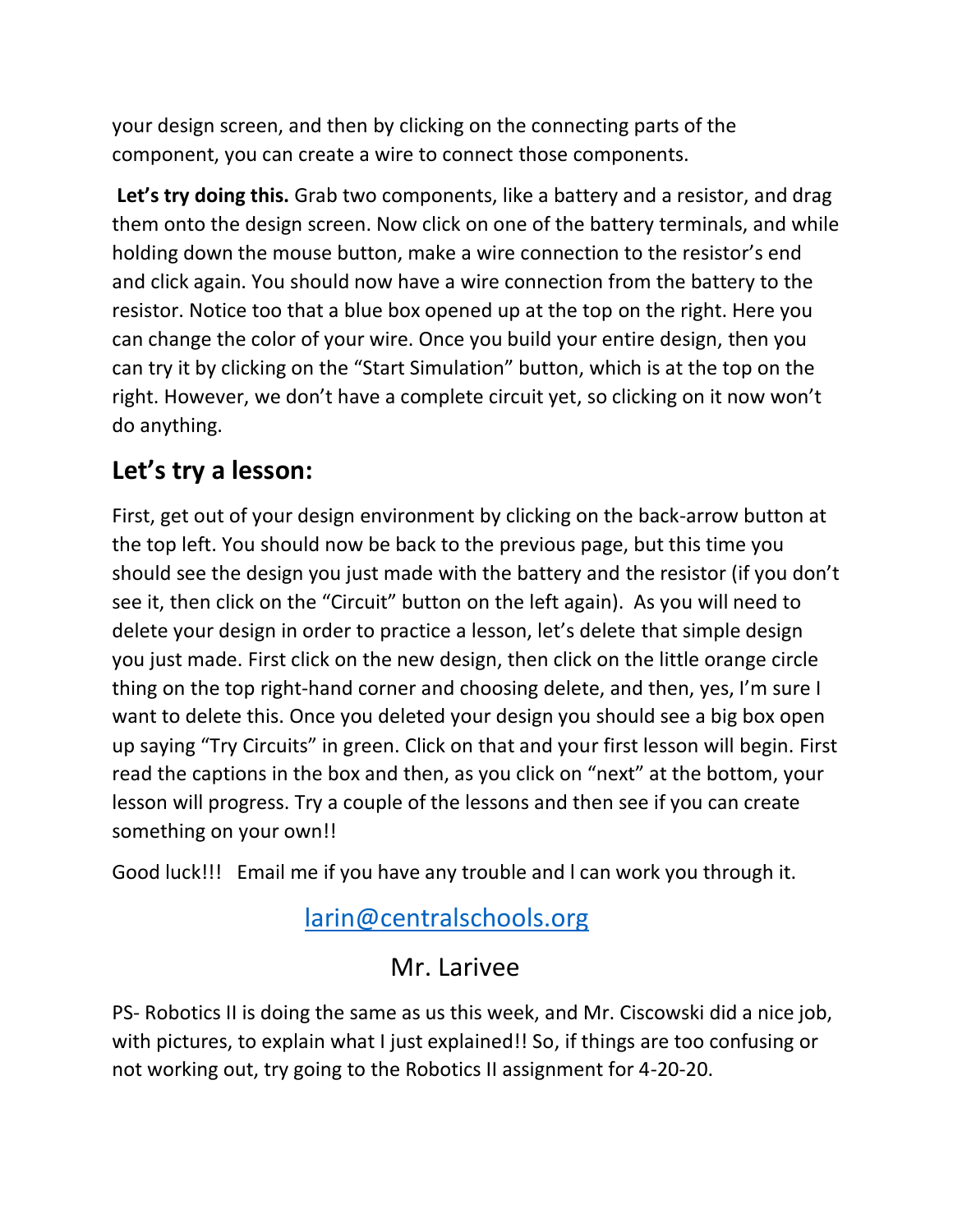your design screen, and then by clicking on the connecting parts of the component, you can create a wire to connect those components.

**Let's try doing this.** Grab two components, like a battery and a resistor, and drag them onto the design screen. Now click on one of the battery terminals, and while holding down the mouse button, make a wire connection to the resistor's end and click again. You should now have a wire connection from the battery to the resistor. Notice too that a blue box opened up at the top on the right. Here you can change the color of your wire. Once you build your entire design, then you can try it by clicking on the "Start Simulation" button, which is at the top on the right. However, we don't have a complete circuit yet, so clicking on it now won't do anything.

## Let's try a lesson:

First, get out of your design environment by clicking on the back-arrow button at the top left. You should now be back to the previous page, but this time you should see the design you just made with the battery and the resistor (if you don't see it, then click on the "Circuit" button on the left again). As you will need to delete your design in order to practice a lesson, let's delete that simple design you just made. First click on the new design, then click on the little orange circle thing on the top right-hand corner and choosing delete, and then, yes, I'm sure I want to delete this. Once you deleted your design you should see a big box open up saying "Try Circuits" in green. Click on that and your first lesson will begin. First read the captions in the box and then, as you click on "next" at the bottom, your lesson will progress. Try a couple of the lessons and then see if you can create something on your own!!

Good luck!!! Email me if you have any trouble and l can work you through it.

larin@centralschools.org

Mr. Larivee

PS- Robotics II is doing the same as us this week, and Mr. Ciscowski did a nice job, with pictures, to explain what I just explained!! So, if things are too confusing or not working out, try going to the Robotics II assignment for 4-20-20.